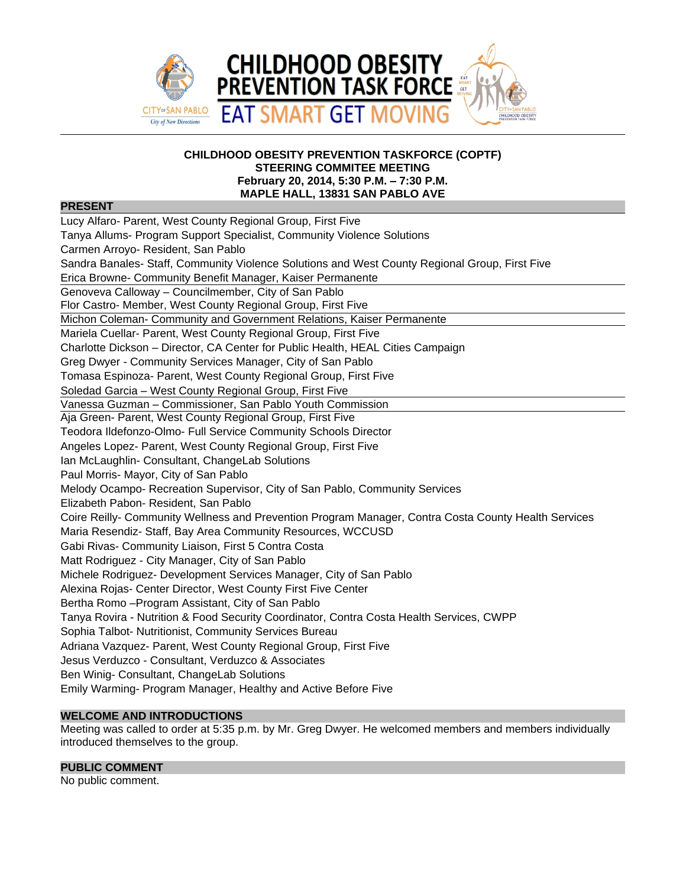# CHILDHOOD OBESITY PREVENTION TASK FORCE

## EAT SMART GET MOVING

**CHILDHOOD OBESITY PREVENTION TASKFORCE (COPTF)**
**STEERING COMMITEE MEETING**
**February 20, 2014, 5:30 P.M. – 7:30 P.M.**
**MAPLE HALL, 13831 SAN PABLO AVE**

## PRESENT

Lucy Alfaro- Parent, West County Regional Group, First Five
Tanya Allums- Program Support Specialist, Community Violence Solutions
Carmen Arroyo- Resident, San Pablo
Sandra Banales- Staff, Community Violence Solutions and West County Regional Group, First Five
Erica Browne- Community Benefit Manager, Kaiser Permanente
Genoveva Calloway – Councilmember, City of San Pablo
Flor Castro- Member, West County Regional Group, First Five
Michon Coleman- Community and Government Relations, Kaiser Permanente
Mariela Cuellar- Parent, West County Regional Group, First Five
Charlotte Dickson – Director, CA Center for Public Health, HEAL Cities Campaign
Greg Dwyer - Community Services Manager, City of San Pablo
Tomasa Espinoza- Parent, West County Regional Group, First Five
Soledad Garcia – West County Regional Group, First Five
Vanessa Guzman – Commissioner, San Pablo Youth Commission
Aja Green- Parent, West County Regional Group, First Five
Teodora Ildefonzo-Olmo- Full Service Community Schools Director
Angeles Lopez- Parent, West County Regional Group, First Five
Ian McLaughlin- Consultant, ChangeLab Solutions
Paul Morris- Mayor, City of San Pablo
Melody Ocampo- Recreation Supervisor, City of San Pablo, Community Services
Elizabeth Pabon- Resident, San Pablo
Coire Reilly- Community Wellness and Prevention Program Manager, Contra Costa County Health Services
Maria Resendiz- Staff, Bay Area Community Resources, WCCUSD
Gabi Rivas- Community Liaison, First 5 Contra Costa
Matt Rodriguez - City Manager, City of San Pablo
Michele Rodriguez- Development Services Manager, City of San Pablo
Alexina Rojas- Center Director, West County First Five Center
Bertha Romo –Program Assistant, City of San Pablo
Tanya Rovira - Nutrition & Food Security Coordinator, Contra Costa Health Services, CWPP
Sophia Talbot- Nutritionist, Community Services Bureau
Adriana Vazquez- Parent, West County Regional Group, First Five
Jesus Verduzco - Consultant, Verduzco & Associates
Ben Winig- Consultant, ChangeLab Solutions
Emily Warming- Program Manager, Healthy and Active Before Five

## WELCOME AND INTRODUCTIONS

Meeting was called to order at 5:35 p.m. by Mr. Greg Dwyer. He welcomed members and members individually introduced themselves to the group.

## PUBLIC COMMENT

No public comment.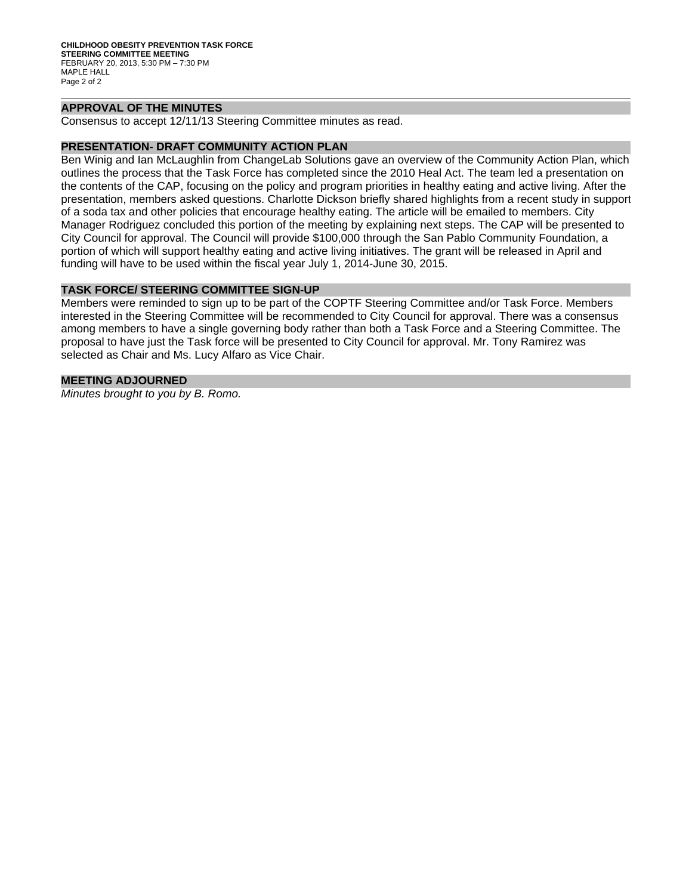## APPROVAL OF THE MINUTES

Consensus to accept 12/11/13 Steering Committee minutes as read.

## PRESENTATION- DRAFT COMMUNITY ACTION PLAN

Ben Winig and Ian McLaughlin from ChangeLab Solutions gave an overview of the Community Action Plan, which outlines the process that the Task Force has completed since the 2010 Heal Act. The team led a presentation on the contents of the CAP, focusing on the policy and program priorities in healthy eating and active living. After the presentation, members asked questions. Charlotte Dickson briefly shared highlights from a recent study in support of a soda tax and other policies that encourage healthy eating. The article will be emailed to members. City Manager Rodriguez concluded this portion of the meeting by explaining next steps. The CAP will be presented to City Council for approval. The Council will provide $100,000 through the San Pablo Community Foundation, a portion of which will support healthy eating and active living initiatives. The grant will be released in April and funding will have to be used within the fiscal year July 1, 2014-June 30, 2015.

## TASK FORCE/ STEERING COMMITTEE SIGN-UP

Members were reminded to sign up to be part of the COPTF Steering Committee and/or Task Force. Members interested in the Steering Committee will be recommended to City Council for approval. There was a consensus among members to have a single governing body rather than both a Task Force and a Steering Committee. The proposal to have just the Task force will be presented to City Council for approval. Mr. Tony Ramirez was selected as Chair and Ms. Lucy Alfaro as Vice Chair.

## MEETING ADJOURNED

*Minutes brought to you by B. Romo.*